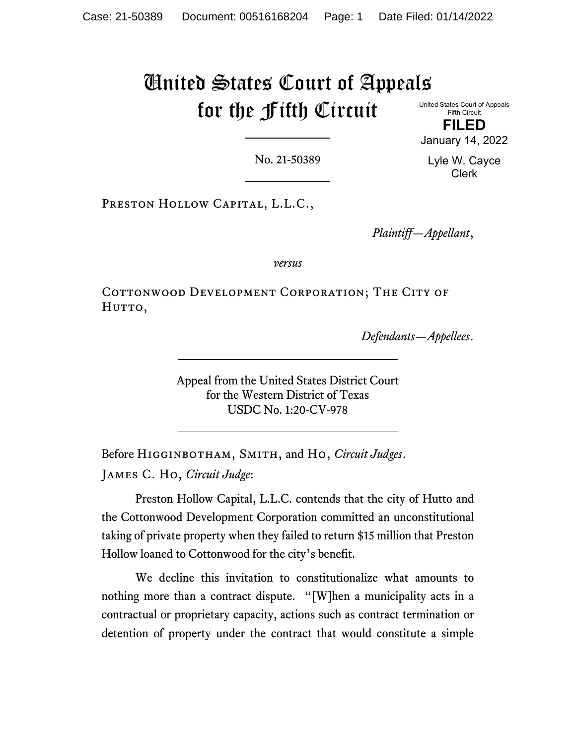# United States Court of Appeals for the Fifth Circuit

United States Court of Appeals
Fifth Circuit

**FILED**

January 14, 2022

Lyle W. Cayce
Clerk

---

No. 21-50389

---

Preston Hollow Capital, L.L.C.,

*Plaintiff—Appellant*,

*versus*

Cottonwood Development Corporation; The City of Hutto,

*Defendants—Appellees*.

---

Appeal from the United States District Court
for the Western District of Texas
USDC No. 1:20-CV-978

---

Before Higginbotham, Smith, and Ho, *Circuit Judges*.

James C. Ho, *Circuit Judge*:

Preston Hollow Capital, L.L.C. contends that the city of Hutto and the Cottonwood Development Corporation committed an unconstitutional taking of private property when they failed to return $15 million that Preston Hollow loaned to Cottonwood for the city's benefit.

We decline this invitation to constitutionalize what amounts to nothing more than a contract dispute. "[W]hen a municipality acts in a contractual or proprietary capacity, actions such as contract termination or detention of property under the contract that would constitute a simple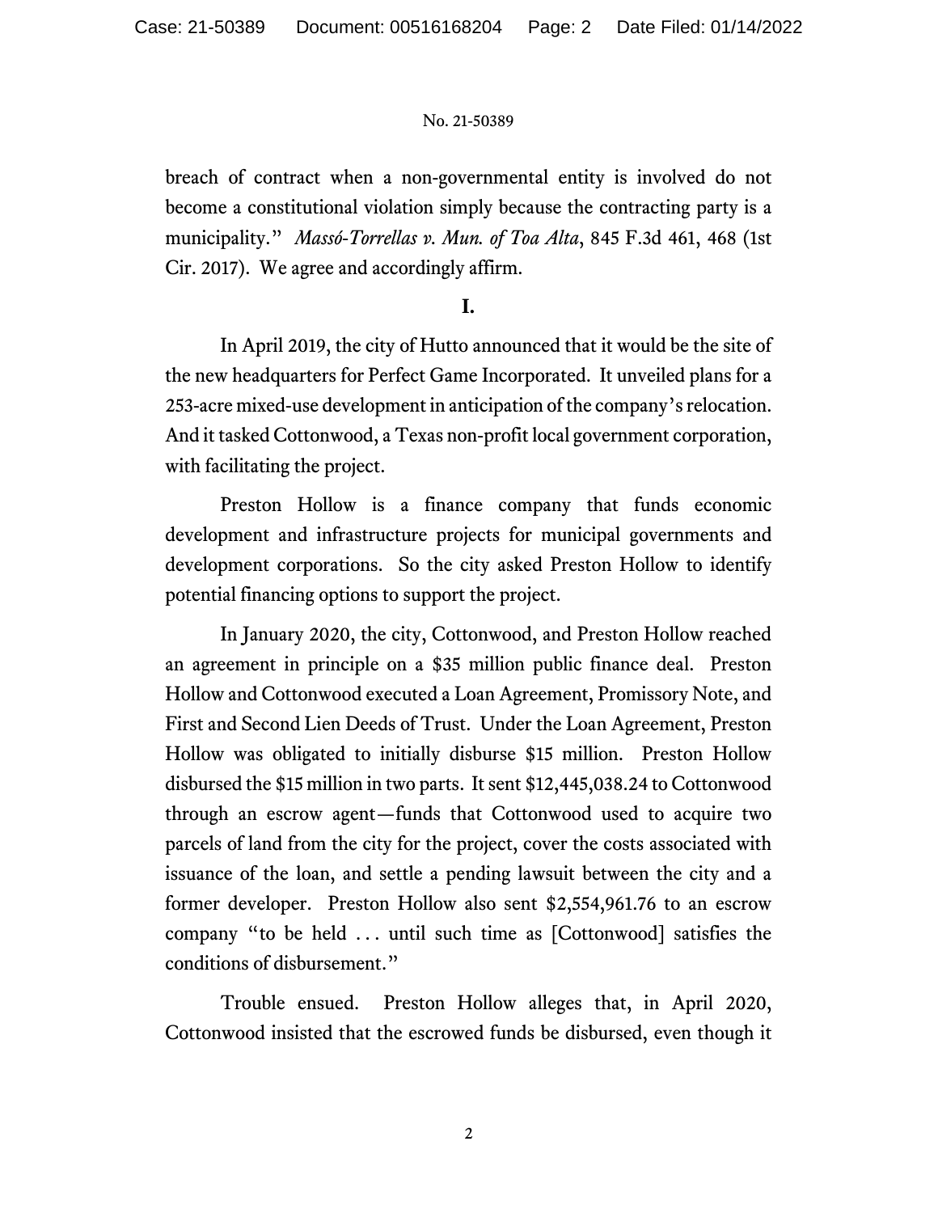breach of contract when a non-governmental entity is involved do not become a constitutional violation simply because the contracting party is a municipality." *Massó-Torrellas v. Mun. of Toa Alta*, 845 F.3d 461, 468 (1st Cir. 2017). We agree and accordingly affirm.

**I.**

In April 2019, the city of Hutto announced that it would be the site of the new headquarters for Perfect Game Incorporated. It unveiled plans for a 253-acre mixed-use development in anticipation of the company's relocation. And it tasked Cottonwood, a Texas non-profit local government corporation, with facilitating the project.

Preston Hollow is a finance company that funds economic development and infrastructure projects for municipal governments and development corporations. So the city asked Preston Hollow to identify potential financing options to support the project.

In January 2020, the city, Cottonwood, and Preston Hollow reached an agreement in principle on a $35 million public finance deal. Preston Hollow and Cottonwood executed a Loan Agreement, Promissory Note, and First and Second Lien Deeds of Trust. Under the Loan Agreement, Preston Hollow was obligated to initially disburse $15 million. Preston Hollow disbursed the $15 million in two parts. It sent $12,445,038.24 to Cottonwood through an escrow agent—funds that Cottonwood used to acquire two parcels of land from the city for the project, cover the costs associated with issuance of the loan, and settle a pending lawsuit between the city and a former developer. Preston Hollow also sent $2,554,961.76 to an escrow company "to be held . . . until such time as [Cottonwood] satisfies the conditions of disbursement."

Trouble ensued. Preston Hollow alleges that, in April 2020, Cottonwood insisted that the escrowed funds be disbursed, even though it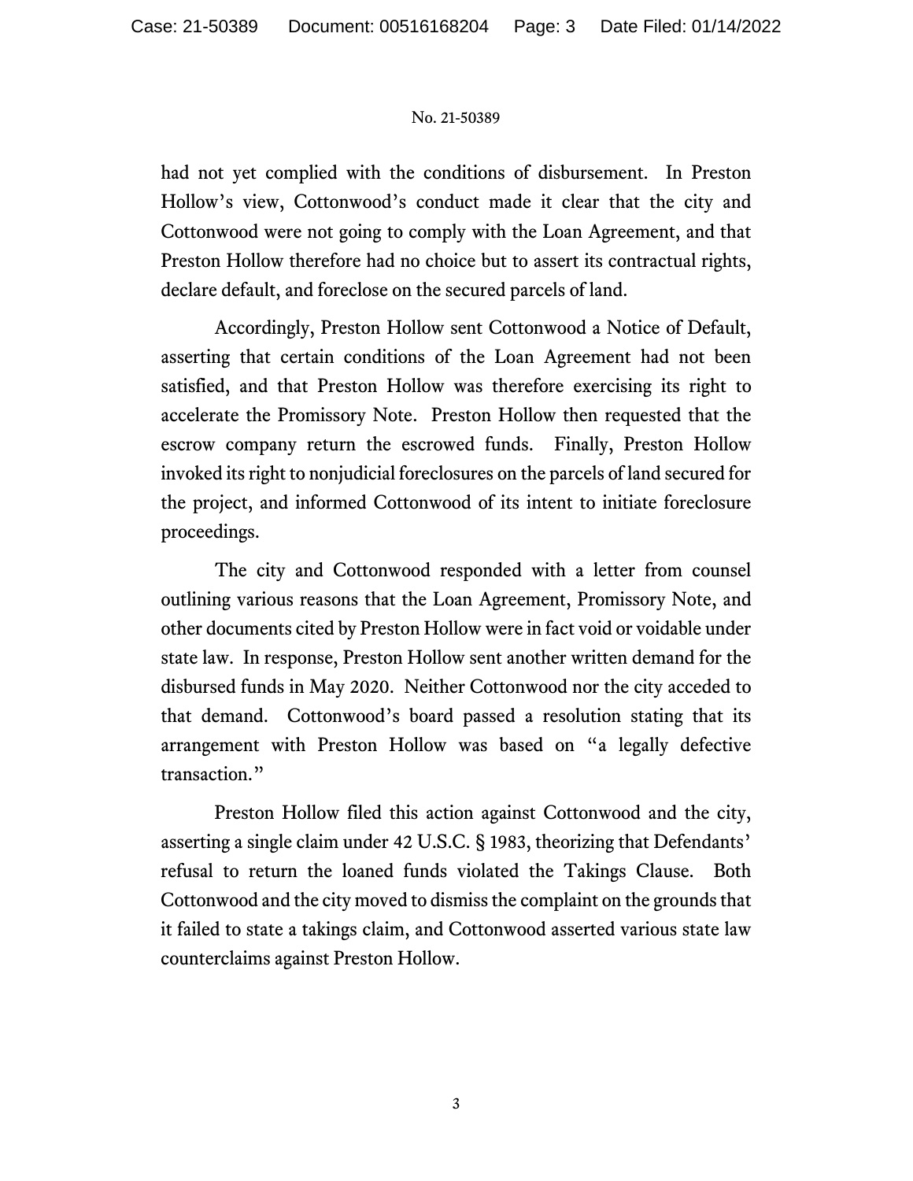had not yet complied with the conditions of disbursement. In Preston Hollow's view, Cottonwood's conduct made it clear that the city and Cottonwood were not going to comply with the Loan Agreement, and that Preston Hollow therefore had no choice but to assert its contractual rights, declare default, and foreclose on the secured parcels of land.

Accordingly, Preston Hollow sent Cottonwood a Notice of Default, asserting that certain conditions of the Loan Agreement had not been satisfied, and that Preston Hollow was therefore exercising its right to accelerate the Promissory Note. Preston Hollow then requested that the escrow company return the escrowed funds. Finally, Preston Hollow invoked its right to nonjudicial foreclosures on the parcels of land secured for the project, and informed Cottonwood of its intent to initiate foreclosure proceedings.

The city and Cottonwood responded with a letter from counsel outlining various reasons that the Loan Agreement, Promissory Note, and other documents cited by Preston Hollow were in fact void or voidable under state law. In response, Preston Hollow sent another written demand for the disbursed funds in May 2020. Neither Cottonwood nor the city acceded to that demand. Cottonwood's board passed a resolution stating that its arrangement with Preston Hollow was based on "a legally defective transaction."

Preston Hollow filed this action against Cottonwood and the city, asserting a single claim under 42 U.S.C. § 1983, theorizing that Defendants' refusal to return the loaned funds violated the Takings Clause. Both Cottonwood and the city moved to dismiss the complaint on the grounds that it failed to state a takings claim, and Cottonwood asserted various state law counterclaims against Preston Hollow.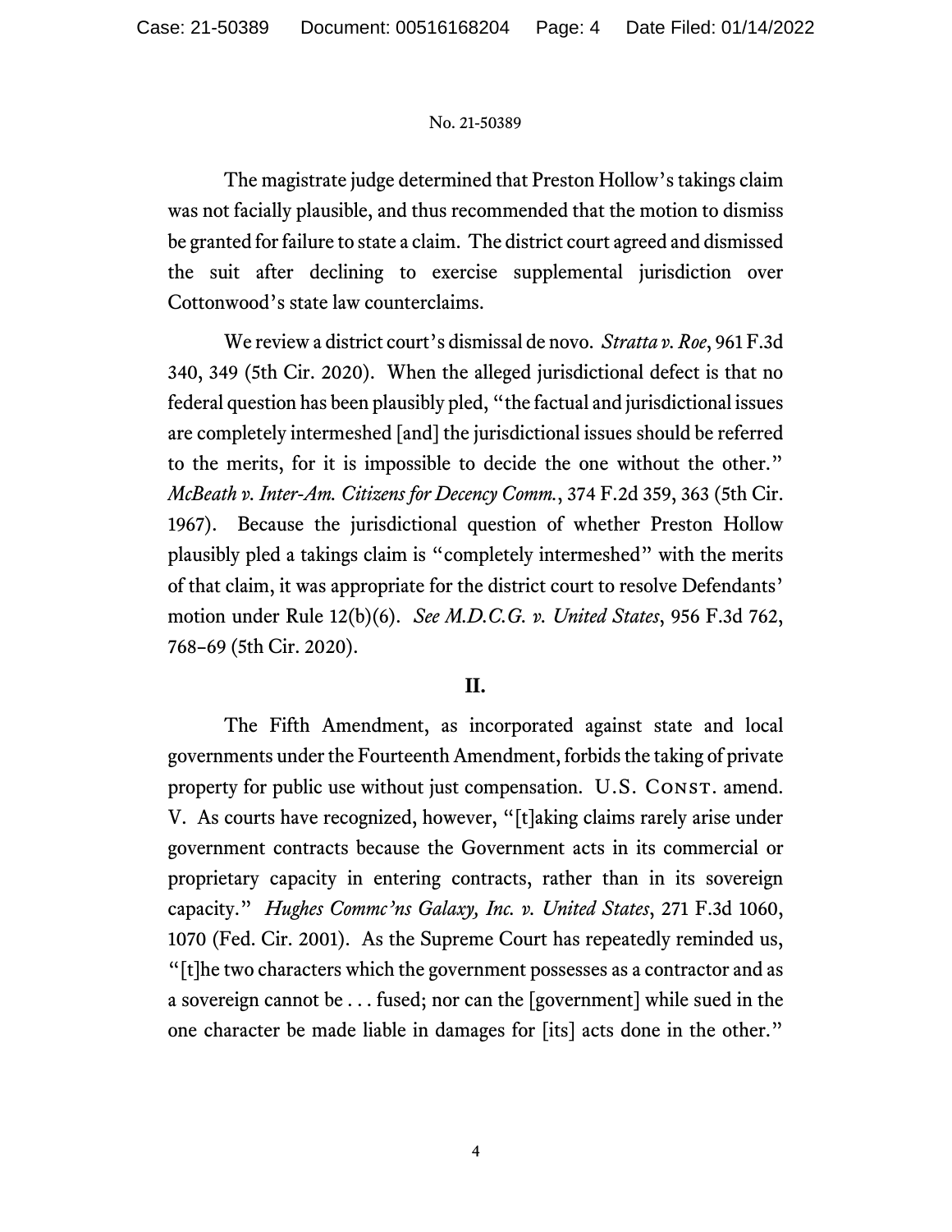The magistrate judge determined that Preston Hollow's takings claim was not facially plausible, and thus recommended that the motion to dismiss be granted for failure to state a claim. The district court agreed and dismissed the suit after declining to exercise supplemental jurisdiction over Cottonwood's state law counterclaims.

We review a district court's dismissal de novo. *Stratta v. Roe*, 961 F.3d 340, 349 (5th Cir. 2020). When the alleged jurisdictional defect is that no federal question has been plausibly pled, "the factual and jurisdictional issues are completely intermeshed [and] the jurisdictional issues should be referred to the merits, for it is impossible to decide the one without the other." *McBeath v. Inter-Am. Citizens for Decency Comm.*, 374 F.2d 359, 363 (5th Cir. 1967). Because the jurisdictional question of whether Preston Hollow plausibly pled a takings claim is "completely intermeshed" with the merits of that claim, it was appropriate for the district court to resolve Defendants' motion under Rule 12(b)(6). *See M.D.C.G. v. United States*, 956 F.3d 762, 768–69 (5th Cir. 2020).

## II.

The Fifth Amendment, as incorporated against state and local governments under the Fourteenth Amendment, forbids the taking of private property for public use without just compensation. U.S. CONST. amend. V. As courts have recognized, however, "[t]aking claims rarely arise under government contracts because the Government acts in its commercial or proprietary capacity in entering contracts, rather than in its sovereign capacity." *Hughes Commc'ns Galaxy, Inc. v. United States*, 271 F.3d 1060, 1070 (Fed. Cir. 2001). As the Supreme Court has repeatedly reminded us, "[t]he two characters which the government possesses as a contractor and as a sovereign cannot be . . . fused; nor can the [government] while sued in the one character be made liable in damages for [its] acts done in the other."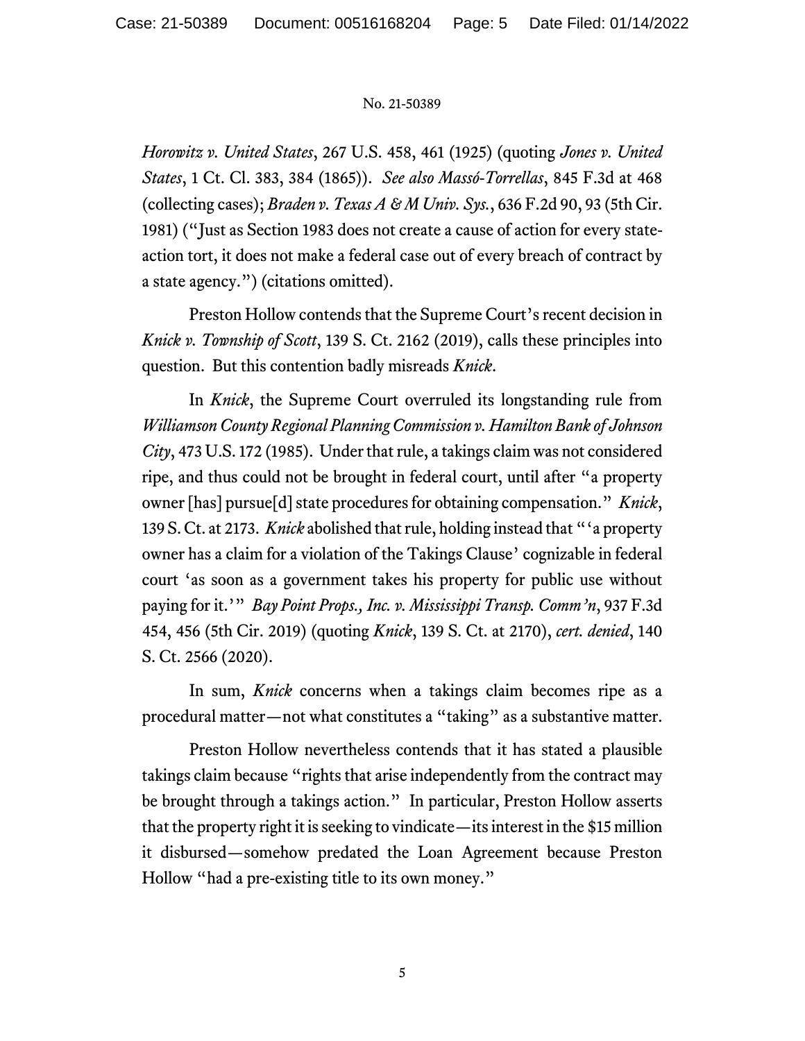*Horowitz v. United States*, 267 U.S. 458, 461 (1925) (quoting *Jones v. United States*, 1 Ct. Cl. 383, 384 (1865)). *See also Massó-Torrellas*, 845 F.3d at 468 (collecting cases); *Braden v. Texas A & M Univ. Sys.*, 636 F.2d 90, 93 (5th Cir. 1981) ("Just as Section 1983 does not create a cause of action for every state-action tort, it does not make a federal case out of every breach of contract by a state agency.") (citations omitted).

Preston Hollow contends that the Supreme Court's recent decision in *Knick v. Township of Scott*, 139 S. Ct. 2162 (2019), calls these principles into question. But this contention badly misreads *Knick*.

In *Knick*, the Supreme Court overruled its longstanding rule from *Williamson County Regional Planning Commission v. Hamilton Bank of Johnson City*, 473 U.S. 172 (1985). Under that rule, a takings claim was not considered ripe, and thus could not be brought in federal court, until after "a property owner [has] pursue[d] state procedures for obtaining compensation." *Knick*, 139 S. Ct. at 2173. *Knick* abolished that rule, holding instead that "'a property owner has a claim for a violation of the Takings Clause' cognizable in federal court 'as soon as a government takes his property for public use without paying for it.'" *Bay Point Props., Inc. v. Mississippi Transp. Comm'n*, 937 F.3d 454, 456 (5th Cir. 2019) (quoting *Knick*, 139 S. Ct. at 2170), *cert. denied*, 140 S. Ct. 2566 (2020).

In sum, *Knick* concerns when a takings claim becomes ripe as a procedural matter—not what constitutes a "taking" as a substantive matter.

Preston Hollow nevertheless contends that it has stated a plausible takings claim because "rights that arise independently from the contract may be brought through a takings action." In particular, Preston Hollow asserts that the property right it is seeking to vindicate—its interest in the $15 million it disbursed—somehow predated the Loan Agreement because Preston Hollow "had a pre-existing title to its own money."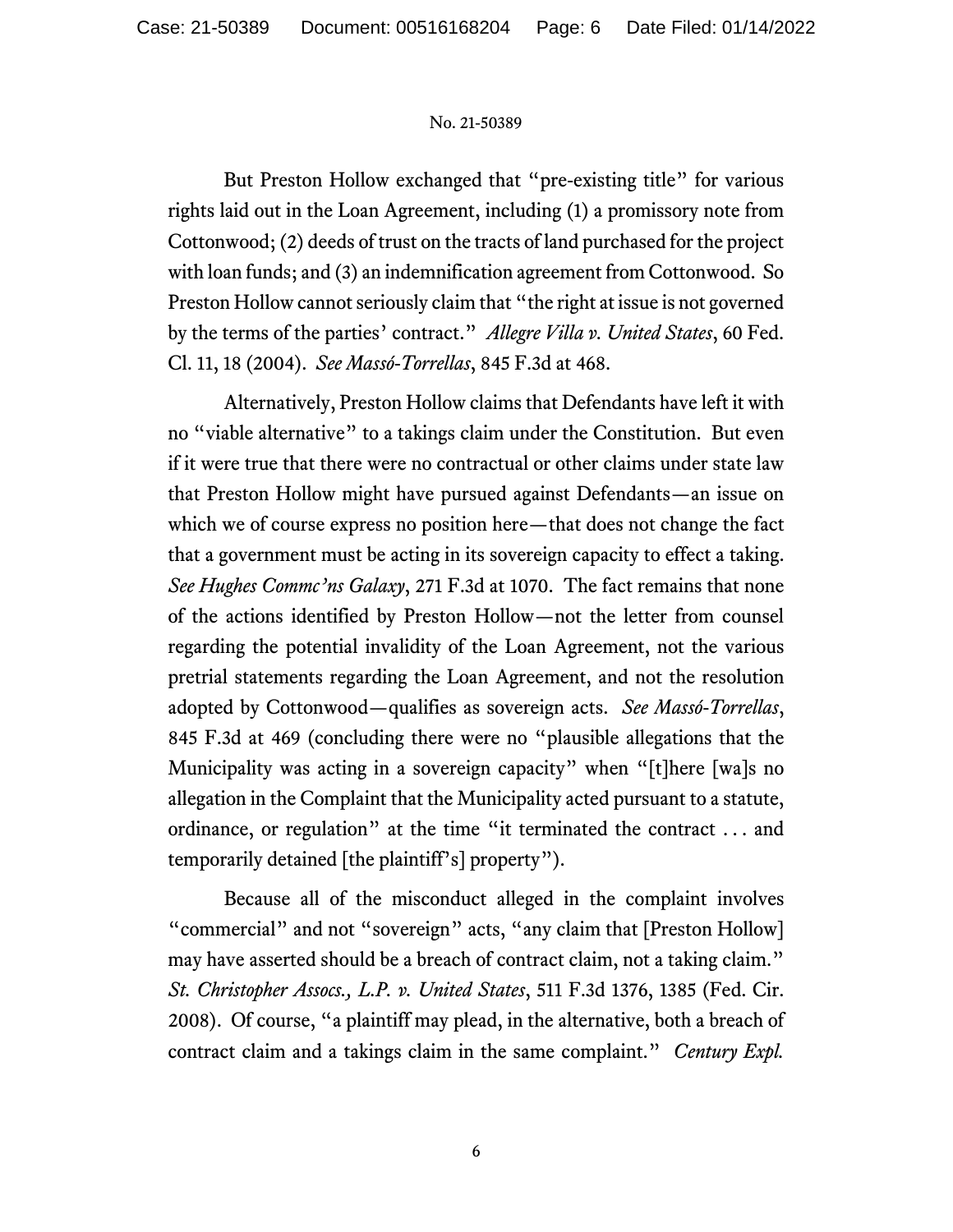But Preston Hollow exchanged that "pre-existing title" for various rights laid out in the Loan Agreement, including (1) a promissory note from Cottonwood; (2) deeds of trust on the tracts of land purchased for the project with loan funds; and (3) an indemnification agreement from Cottonwood. So Preston Hollow cannot seriously claim that "the right at issue is not governed by the terms of the parties' contract." *Allegre Villa v. United States*, 60 Fed. Cl. 11, 18 (2004). *See Massó-Torrellas*, 845 F.3d at 468.

Alternatively, Preston Hollow claims that Defendants have left it with no "viable alternative" to a takings claim under the Constitution. But even if it were true that there were no contractual or other claims under state law that Preston Hollow might have pursued against Defendants—an issue on which we of course express no position here—that does not change the fact that a government must be acting in its sovereign capacity to effect a taking. *See Hughes Commc'ns Galaxy*, 271 F.3d at 1070. The fact remains that none of the actions identified by Preston Hollow—not the letter from counsel regarding the potential invalidity of the Loan Agreement, not the various pretrial statements regarding the Loan Agreement, and not the resolution adopted by Cottonwood—qualifies as sovereign acts. *See Massó-Torrellas*, 845 F.3d at 469 (concluding there were no "plausible allegations that the Municipality was acting in a sovereign capacity" when "[t]here [wa]s no allegation in the Complaint that the Municipality acted pursuant to a statute, ordinance, or regulation" at the time "it terminated the contract . . . and temporarily detained [the plaintiff's] property").

Because all of the misconduct alleged in the complaint involves "commercial" and not "sovereign" acts, "any claim that [Preston Hollow] may have asserted should be a breach of contract claim, not a taking claim." *St. Christopher Assocs., L.P. v. United States*, 511 F.3d 1376, 1385 (Fed. Cir. 2008). Of course, "a plaintiff may plead, in the alternative, both a breach of contract claim and a takings claim in the same complaint." *Century Expl.*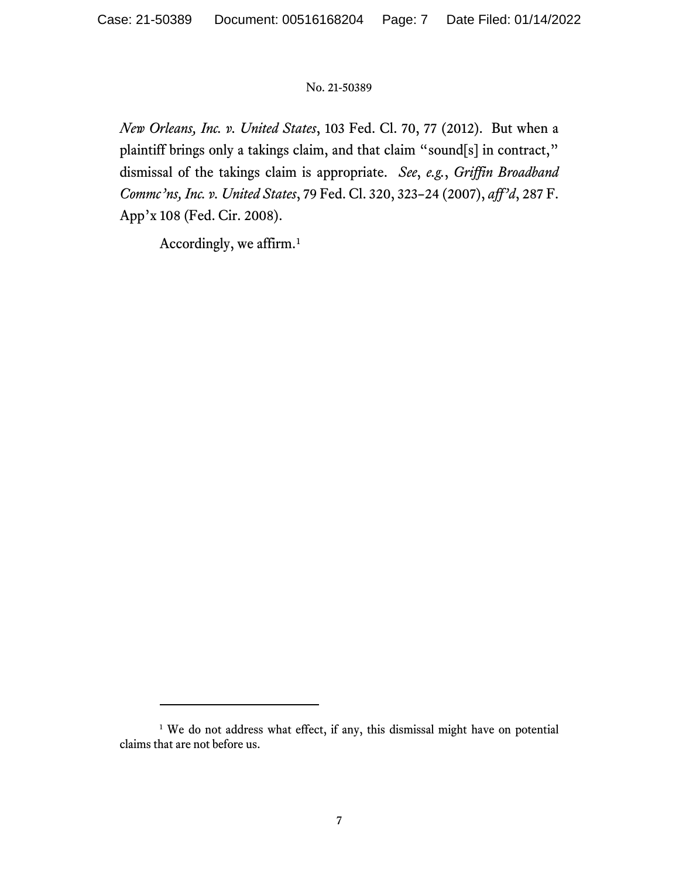*New Orleans, Inc. v. United States*, 103 Fed. Cl. 70, 77 (2012). But when a plaintiff brings only a takings claim, and that claim "sound[s] in contract," dismissal of the takings claim is appropriate. *See*, *e.g.*, *Griffin Broadband Commc'ns, Inc. v. United States*, 79 Fed. Cl. 320, 323–24 (2007), *aff'd*, 287 F. App'x 108 (Fed. Cir. 2008).

Accordingly, we affirm.[1]

---

[1] We do not address what effect, if any, this dismissal might have on potential claims that are not before us.